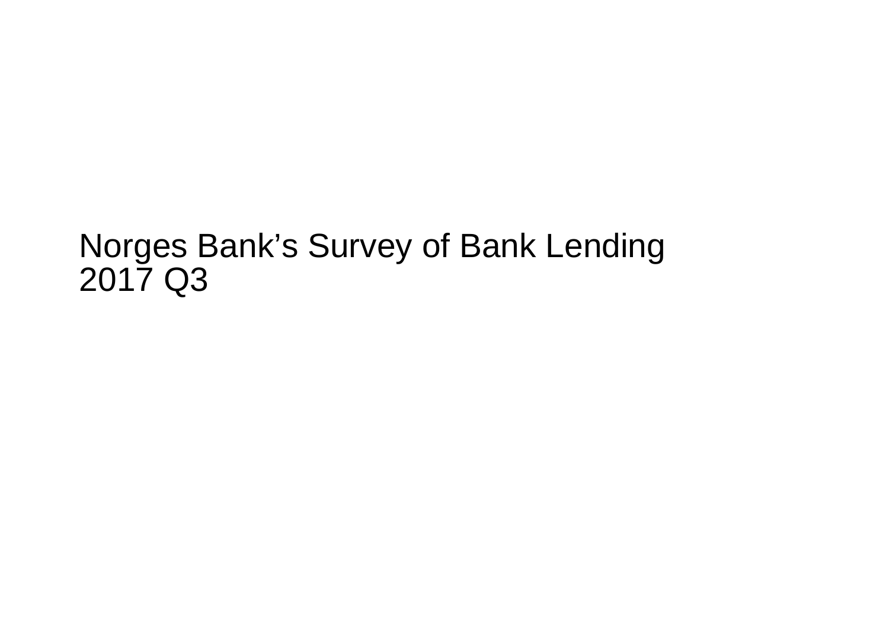# Norges Bank’s Survey of Bank Lending
2017 Q3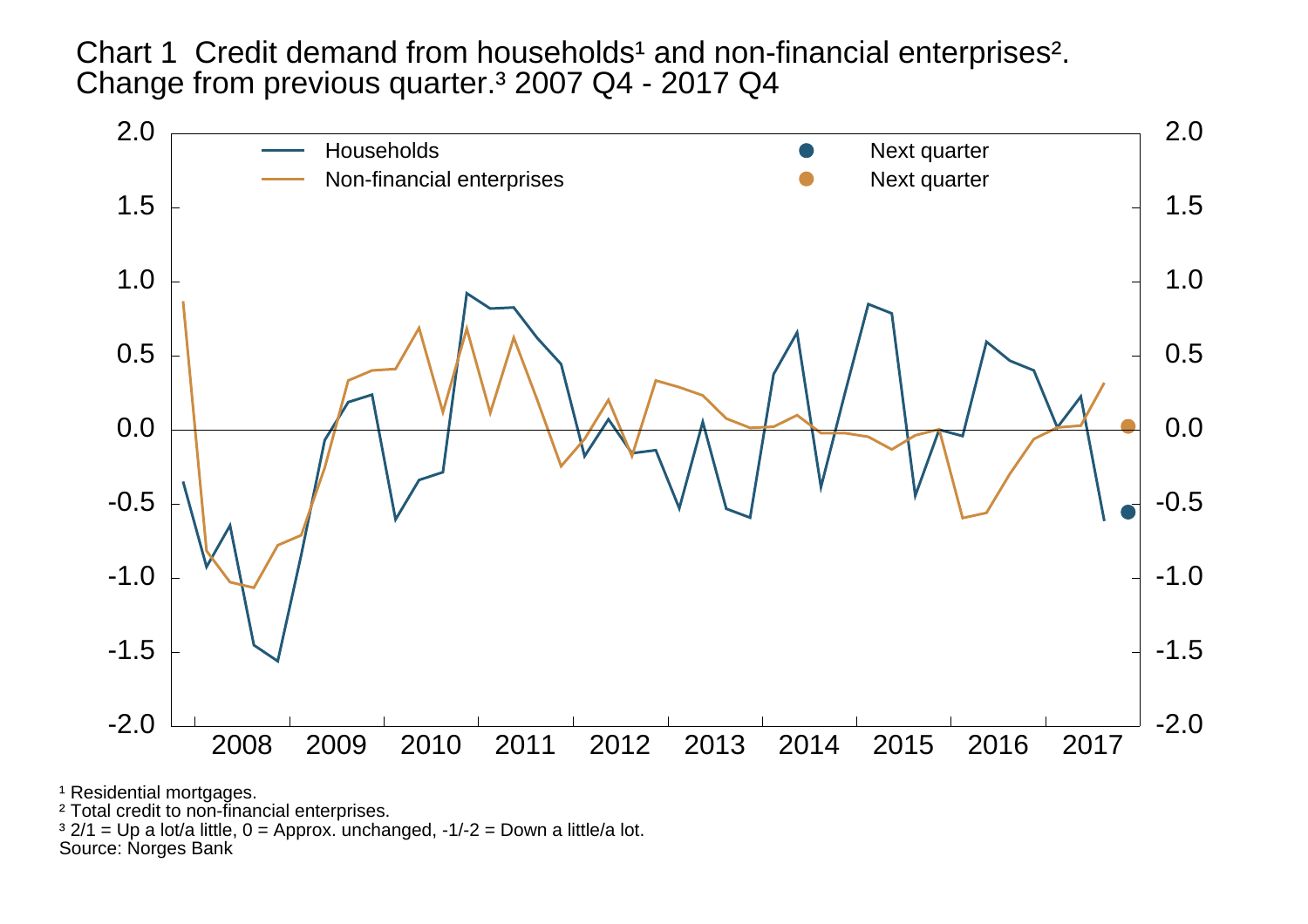Chart 1 Credit demand from households[1] and non-financial enterprises[2]. Change from previous quarter.[3] 2007 Q4 - 2017 Q4

[1] Residential mortgages.

[2] Total credit to non-financial enterprises.

[3] 2/1 = Up a lot/a little, 0 = Approx. unchanged, -1/-2 = Down a little/a lot.

Source: Norges Bank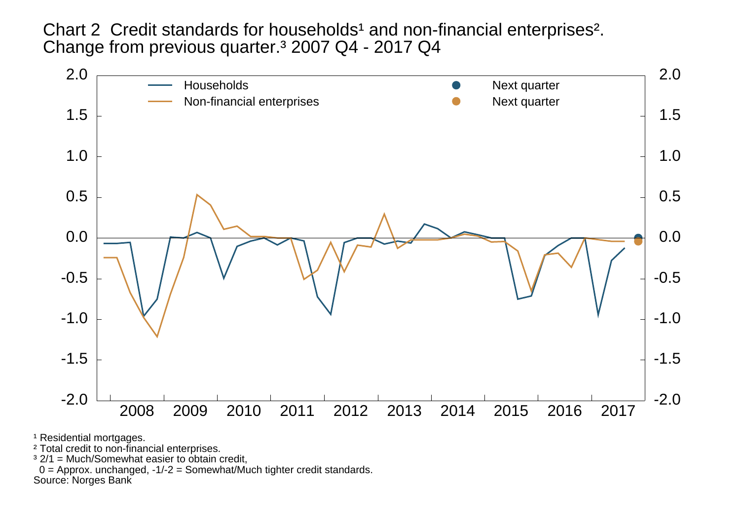Chart 2 Credit standards for households¹ and non-financial enterprises². Change from previous quarter.³ 2007 Q4 - 2017 Q4

¹ Residential mortgages.
² Total credit to non-financial enterprises.
³ 2/1 = Much/Somewhat easier to obtain credit,
0 = Approx. unchanged, -1/-2 = Somewhat/Much tighter credit standards.
Source: Norges Bank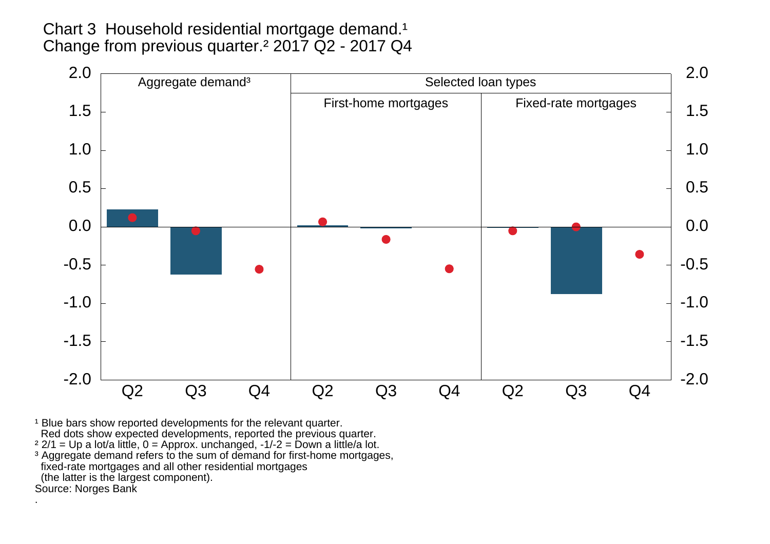Chart 3 Household residential mortgage demand.[1] Change from previous quarter.[2] 2017 Q2 - 2017 Q4

Aggregate demand[3]

Selected loan types

First-home mortgages

Fixed-rate mortgages

2.0
1.5
1.0
0.5
0.0
-0.5
-1.0
-1.5
-2.0

Q2 Q3 Q4 Q2 Q3 Q4 Q2 Q3 Q4

[1] Blue bars show reported developments for the relevant quarter.
Red dots show expected developments, reported the previous quarter.
[2] 2/1 = Up a lot/a little, 0 = Approx. unchanged, -1/-2 = Down a little/a lot.
[3] Aggregate demand refers to the sum of demand for first-home mortgages, fixed-rate mortgages and all other residential mortgages (the latter is the largest component).
Source: Norges Bank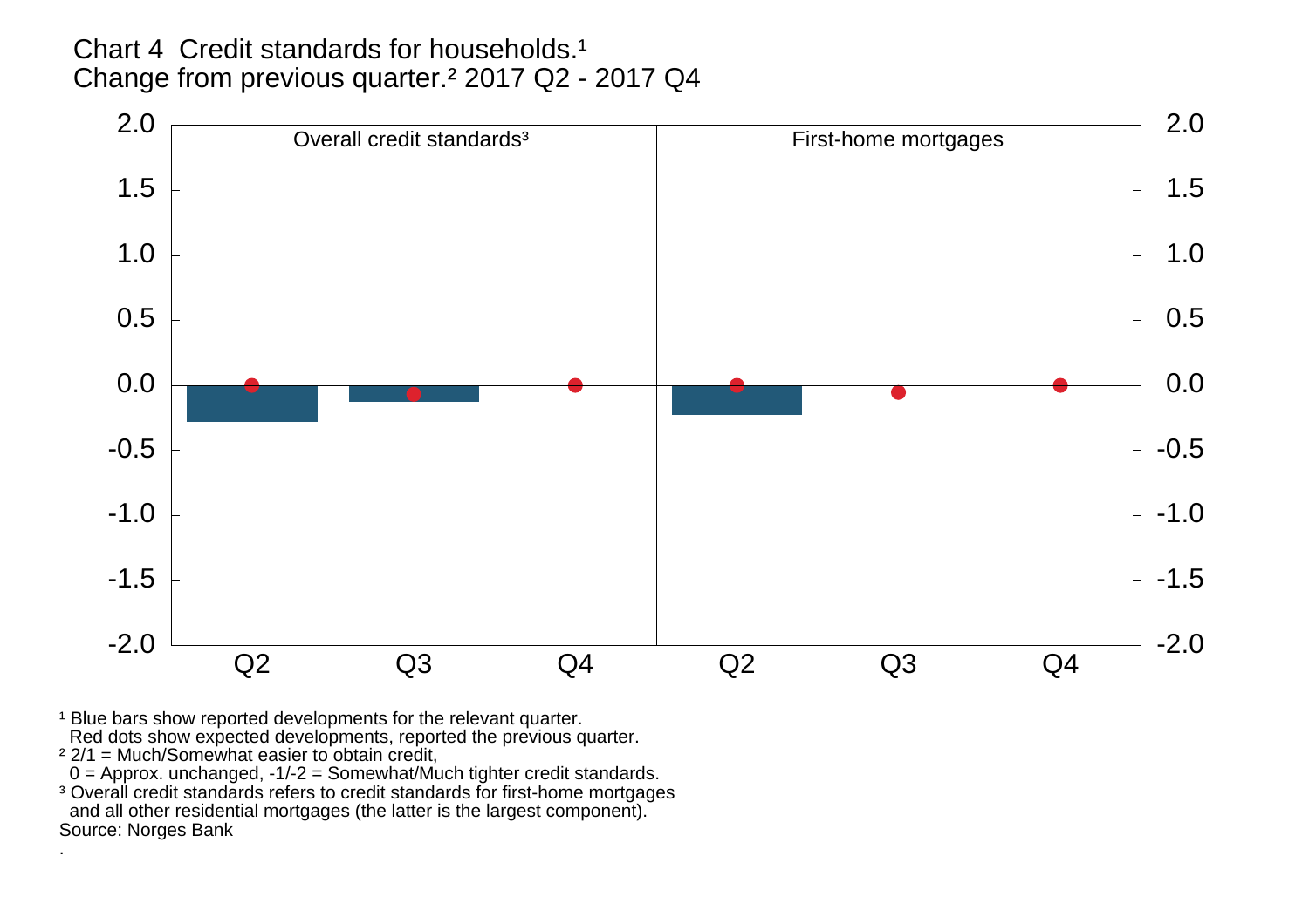Chart 4 Credit standards for households.[1]
Change from previous quarter.[2] 2017 Q2 - 2017 Q4

[1] Blue bars show reported developments for the relevant quarter.
Red dots show expected developments, reported the previous quarter.
[2] 2/1 = Much/Somewhat easier to obtain credit,
0 = Approx. unchanged, -1/-2 = Somewhat/Much tighter credit standards.
[3] Overall credit standards refers to credit standards for first-home mortgages and all other residential mortgages (the latter is the largest component).
Source: Norges Bank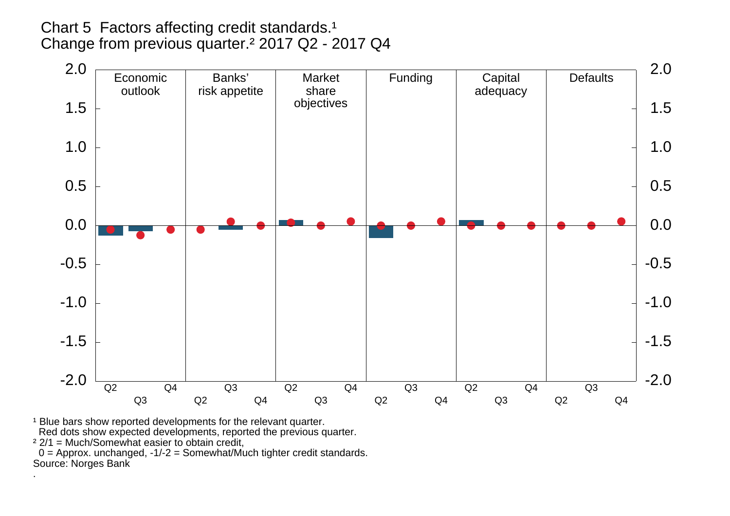Chart 5 Factors affecting credit standards.[1]
Change from previous quarter.[2] 2017 Q2 - 2017 Q4

Economic outlook | Banks' risk appetite | Market share objectives | Funding | Capital adequacy | Defaults

[1] Blue bars show reported developments for the relevant quarter.
Red dots show expected developments, reported the previous quarter.

[2] 2/1 = Much/Somewhat easier to obtain credit,
0 = Approx. unchanged, -1/-2 = Somewhat/Much tighter credit standards.

Source: Norges Bank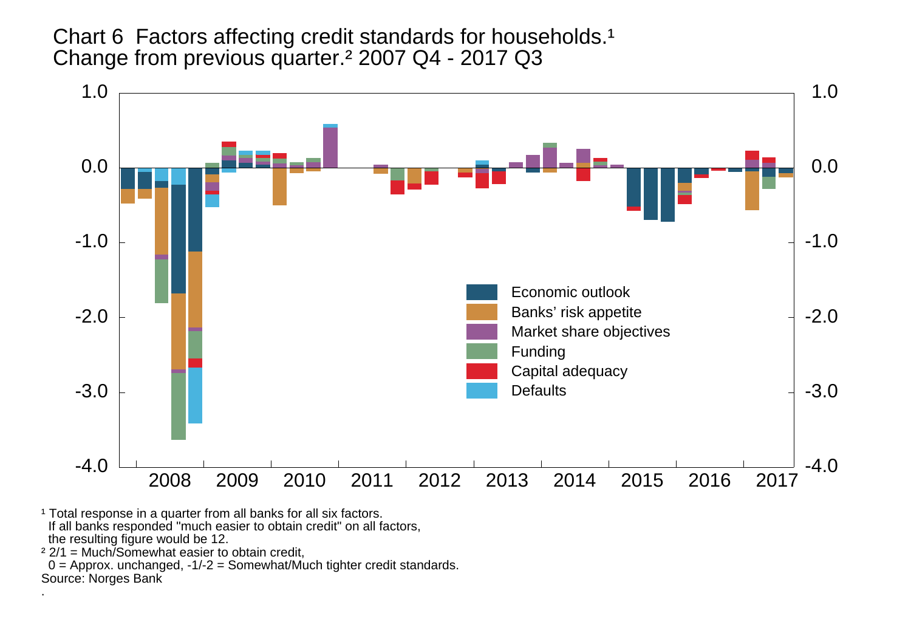Chart 6 Factors affecting credit standards for households.[1]
Change from previous quarter.[2] 2007 Q4 - 2017 Q3

Economic outlook
Banks' risk appetite
Market share objectives
Funding
Capital adequacy
Defaults

1.0
0.0
-1.0
-2.0
-3.0
-4.0

2008 2009 2010 2011 2012 2013 2014 2015 2016 2017

[1] Total response in a quarter from all banks for all six factors.
If all banks responded "much easier to obtain credit" on all factors,
the resulting figure would be 12.

[2] 2/1 = Much/Somewhat easier to obtain credit,
0 = Approx. unchanged, -1/-2 = Somewhat/Much tighter credit standards.

Source: Norges Bank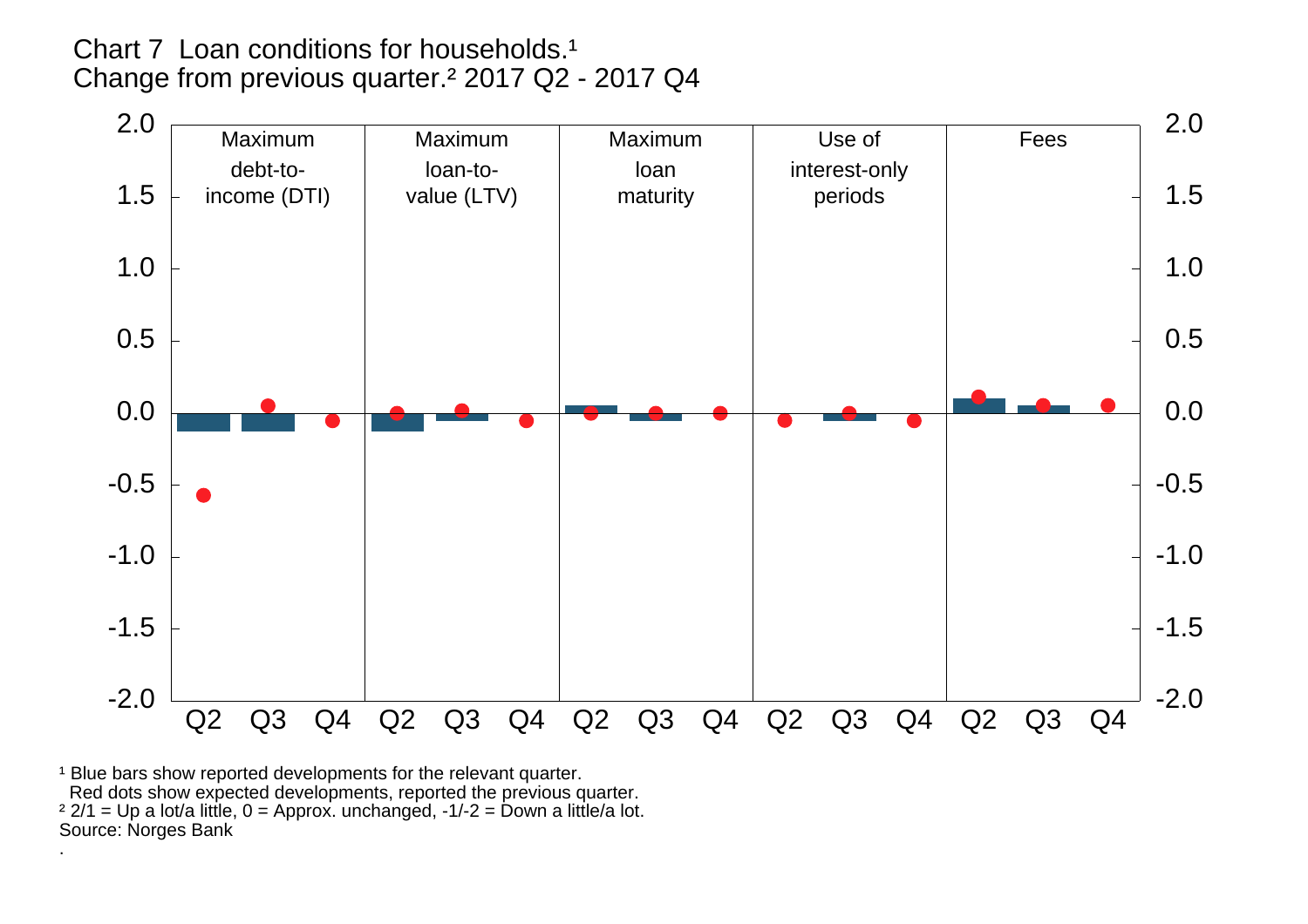Chart 7 Loan conditions for households.[1]
Change from previous quarter.[2] 2017 Q2 - 2017 Q4

[1] Blue bars show reported developments for the relevant quarter.
Red dots show expected developments, reported the previous quarter.
[2] 2/1 = Up a lot/a little, 0 = Approx. unchanged, -1/-2 = Down a little/a lot.
Source: Norges Bank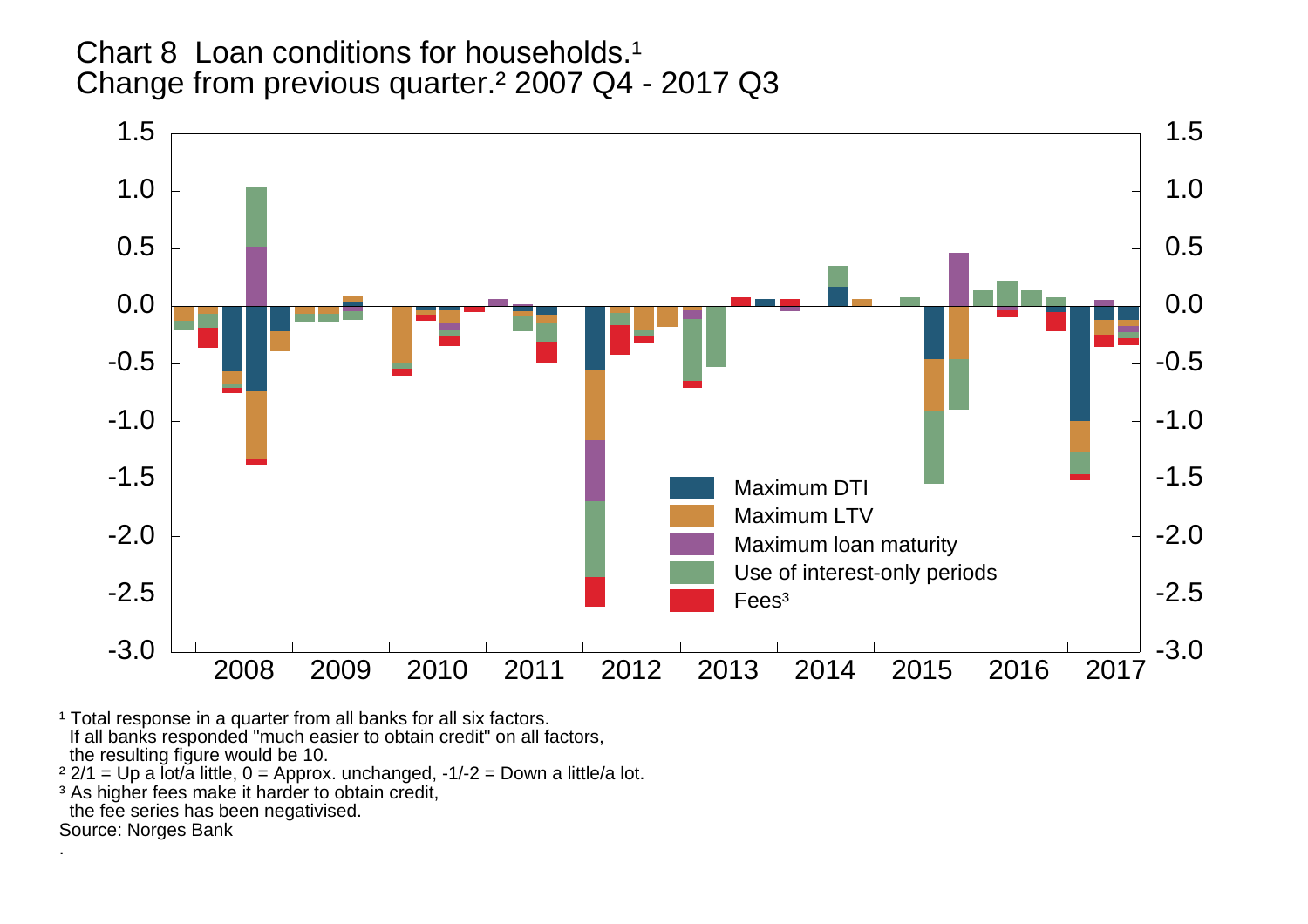Chart 8 Loan conditions for households.[1]
Change from previous quarter.[2] 2007 Q4 - 2017 Q3

[1] Total response in a quarter from all banks for all six factors. If all banks responded "much easier to obtain credit" on all factors, the resulting figure would be 10.
[2] 2/1 = Up a lot/a little, 0 = Approx. unchanged, -1/-2 = Down a little/a lot.
[3] As higher fees make it harder to obtain credit, the fee series has been negativised.
Source: Norges Bank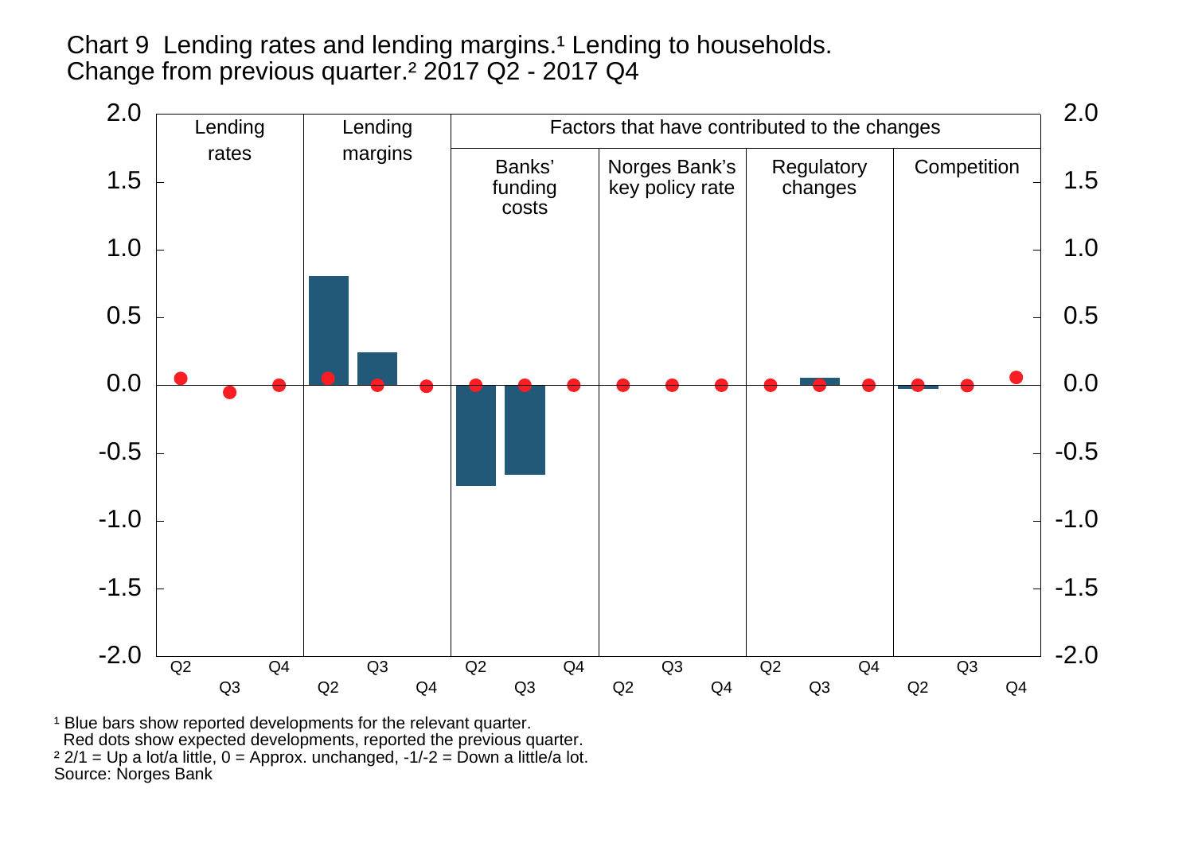Chart 9 Lending rates and lending margins.[1] Lending to households. Change from previous quarter.[2] 2017 Q2 - 2017 Q4

| | Lending rates | | | Lending margins | | | Banks' funding costs | | | Norges Bank's key policy rate | | | Regulatory changes | | | Competition | | |
|---|---|---|---|---|---|---|---|---|---|---|---|---|---|---|---|---|---|---|
| | Q2 | Q3 | Q4 | Q2 | Q3 | Q4 | Q2 | Q3 | Q4 | Q2 | Q3 | Q4 | Q2 | Q3 | Q4 | Q2 | Q3 | Q4 |
| Reported (blue bars) | | | | 0.8 | 0.24 | | -0.74 | -0.66 | | | | | | 0.05 | | -0.03 | | |
| Expected (red dots) | 0.05 | -0.05 | 0.0 | 0.05 | 0.0 | -0.01 | 0.0 | 0.0 | 0.0 | 0.0 | 0.0 | 0.0 | 0.0 | 0.0 | 0.0 | 0.0 | 0.0 | 0.06 |

[1] Blue bars show reported developments for the relevant quarter.
Red dots show expected developments, reported the previous quarter.
[2] 2/1 = Up a lot/a little, 0 = Approx. unchanged, -1/-2 = Down a little/a lot.
Source: Norges Bank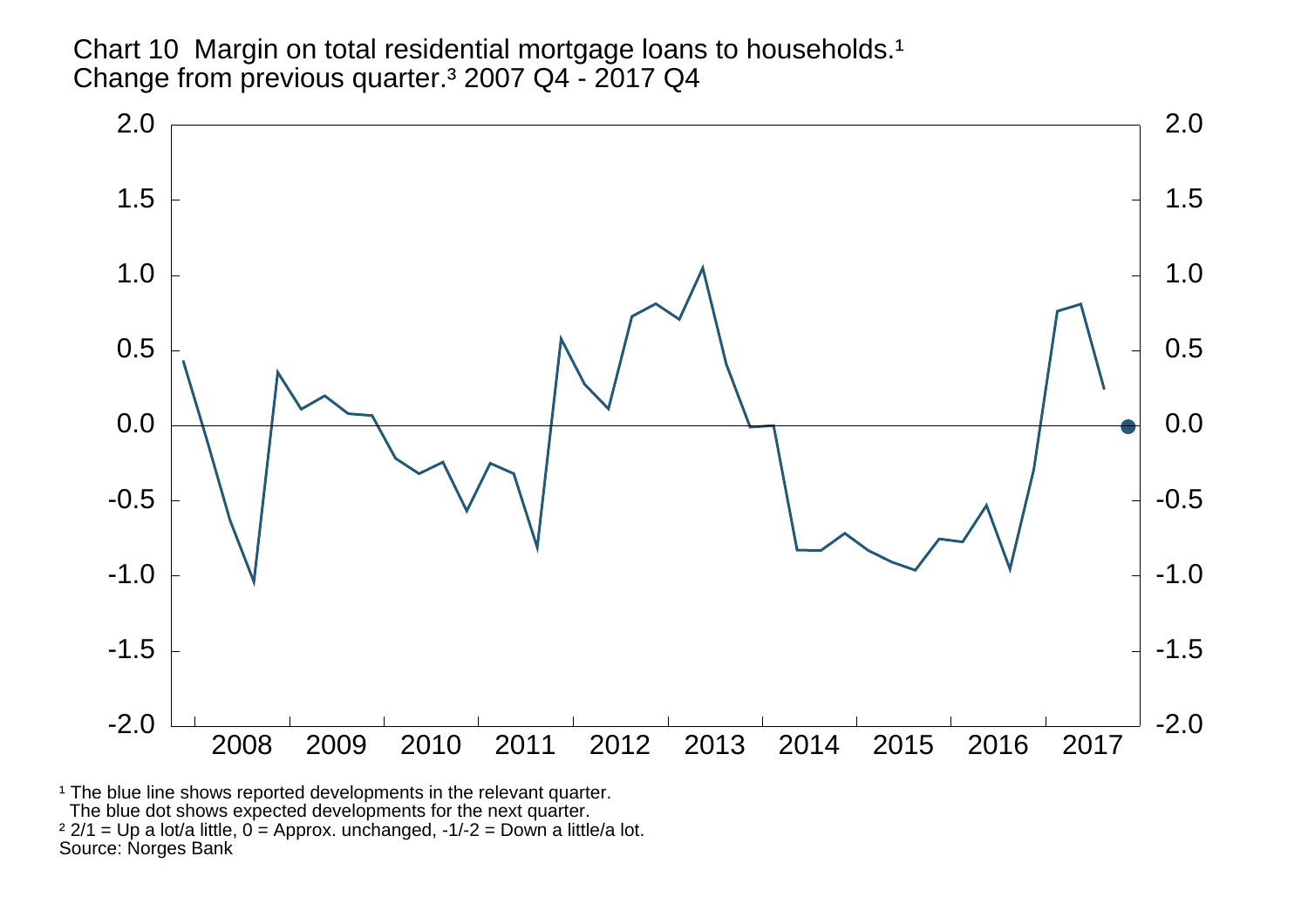Chart 10 Margin on total residential mortgage loans to households.[1]
Change from previous quarter.[3] 2007 Q4 - 2017 Q4

[1] The blue line shows reported developments in the relevant quarter.
The blue dot shows expected developments for the next quarter.
[2] 2/1 = Up a lot/a little, 0 = Approx. unchanged, -1/-2 = Down a little/a lot.
Source: Norges Bank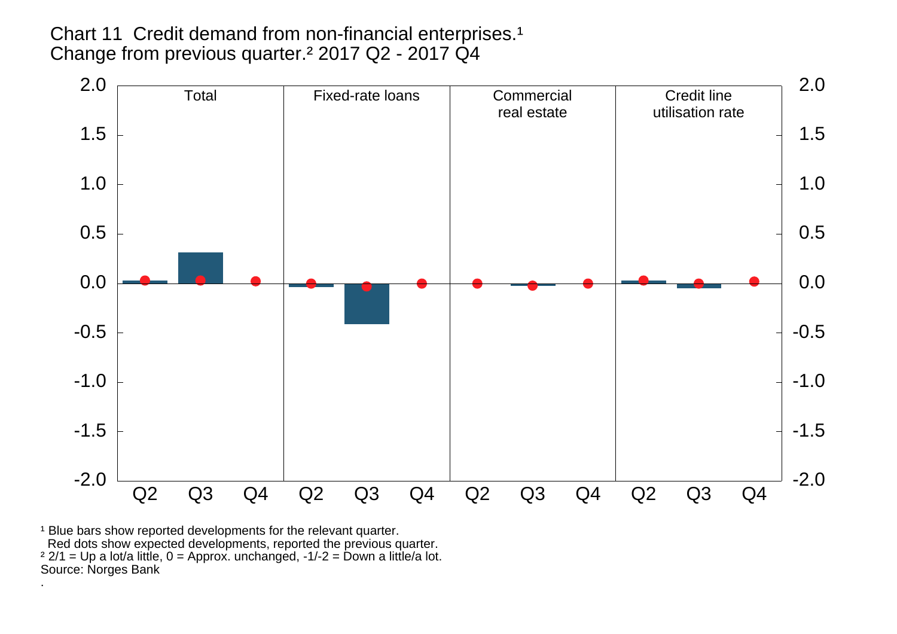Chart 11 Credit demand from non-financial enterprises.[1]
Change from previous quarter.[2] 2017 Q2 - 2017 Q4

[1] Blue bars show reported developments for the relevant quarter.
Red dots show expected developments, reported the previous quarter.
[2] 2/1 = Up a lot/a little, 0 = Approx. unchanged, -1/-2 = Down a little/a lot.
Source: Norges Bank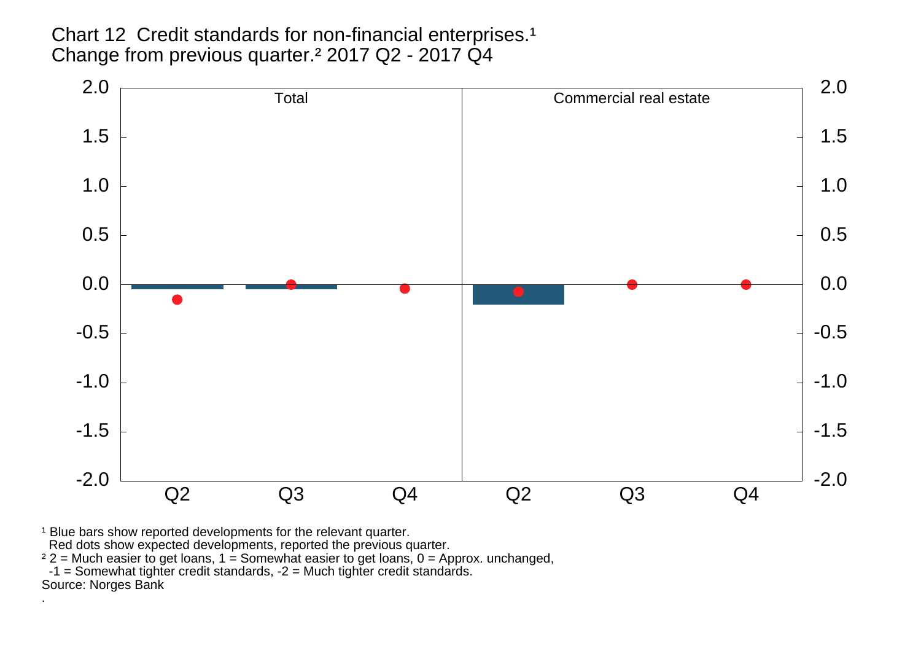Chart 12 Credit standards for non-financial enterprises.[1]
Change from previous quarter.[2] 2017 Q2 - 2017 Q4

Total | Commercial real estate

2.0, 1.5, 1.0, 0.5, 0.0, -0.5, -1.0, -1.5, -2.0

Q2 Q3 Q4 Q2 Q3 Q4

[1] Blue bars show reported developments for the relevant quarter.
Red dots show expected developments, reported the previous quarter.
[2] 2 = Much easier to get loans, 1 = Somewhat easier to get loans, 0 = Approx. unchanged,
-1 = Somewhat tighter credit standards, -2 = Much tighter credit standards.
Source: Norges Bank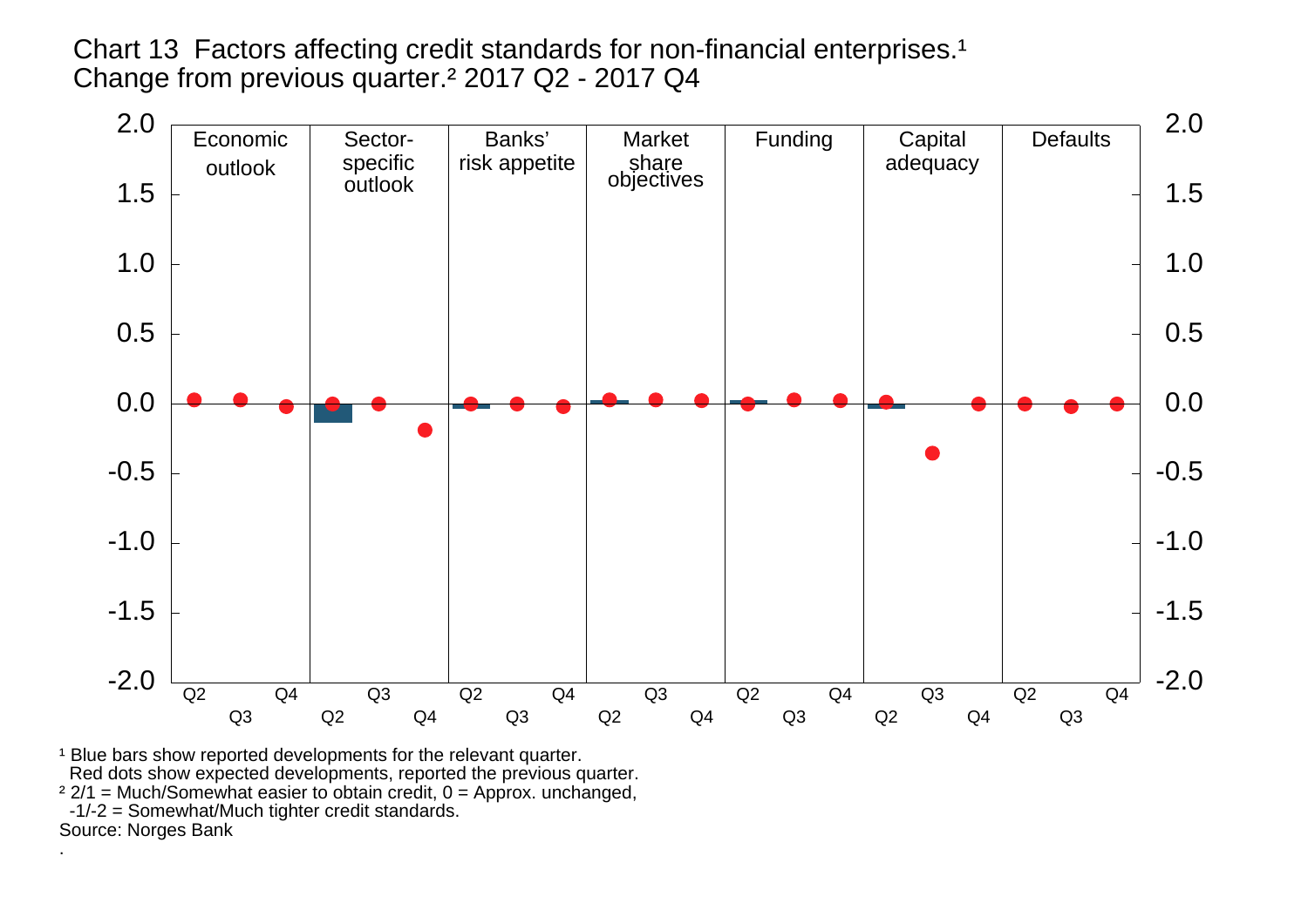Chart 13 Factors affecting credit standards for non-financial enterprises.[1] Change from previous quarter.[2] 2017 Q2 - 2017 Q4

Economic outlook | Sector-specific outlook | Banks' risk appetite | Market share objectives | Funding | Capital adequacy | Defaults

[1] Blue bars show reported developments for the relevant quarter. Red dots show expected developments, reported the previous quarter.

[2] 2/1 = Much/Somewhat easier to obtain credit, 0 = Approx. unchanged, -1/-2 = Somewhat/Much tighter credit standards.

Source: Norges Bank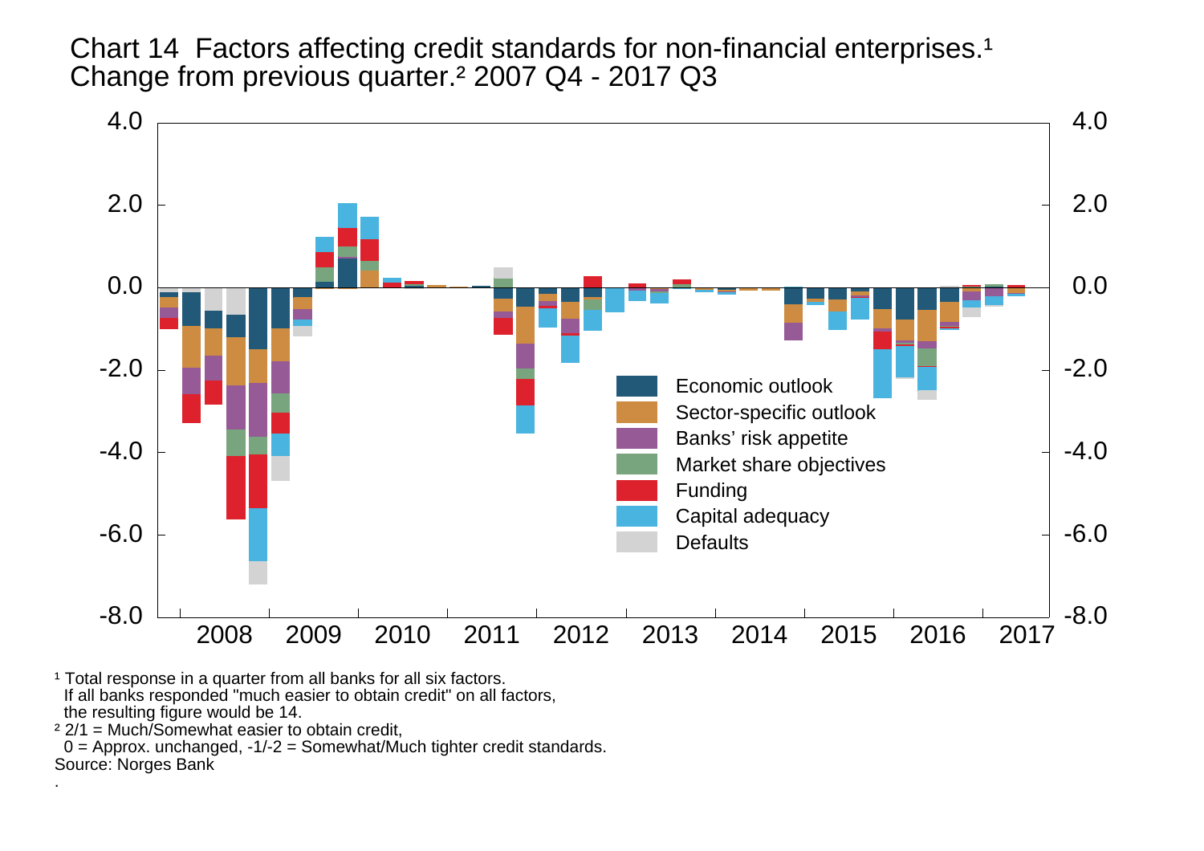Chart 14 Factors affecting credit standards for non-financial enterprises.[1] Change from previous quarter.[2] 2007 Q4 - 2017 Q3

[1] Total response in a quarter from all banks for all six factors. If all banks responded "much easier to obtain credit" on all factors, the resulting figure would be 14.

[2] 2/1 = Much/Somewhat easier to obtain credit, 0 = Approx. unchanged, -1/-2 = Somewhat/Much tighter credit standards.

Source: Norges Bank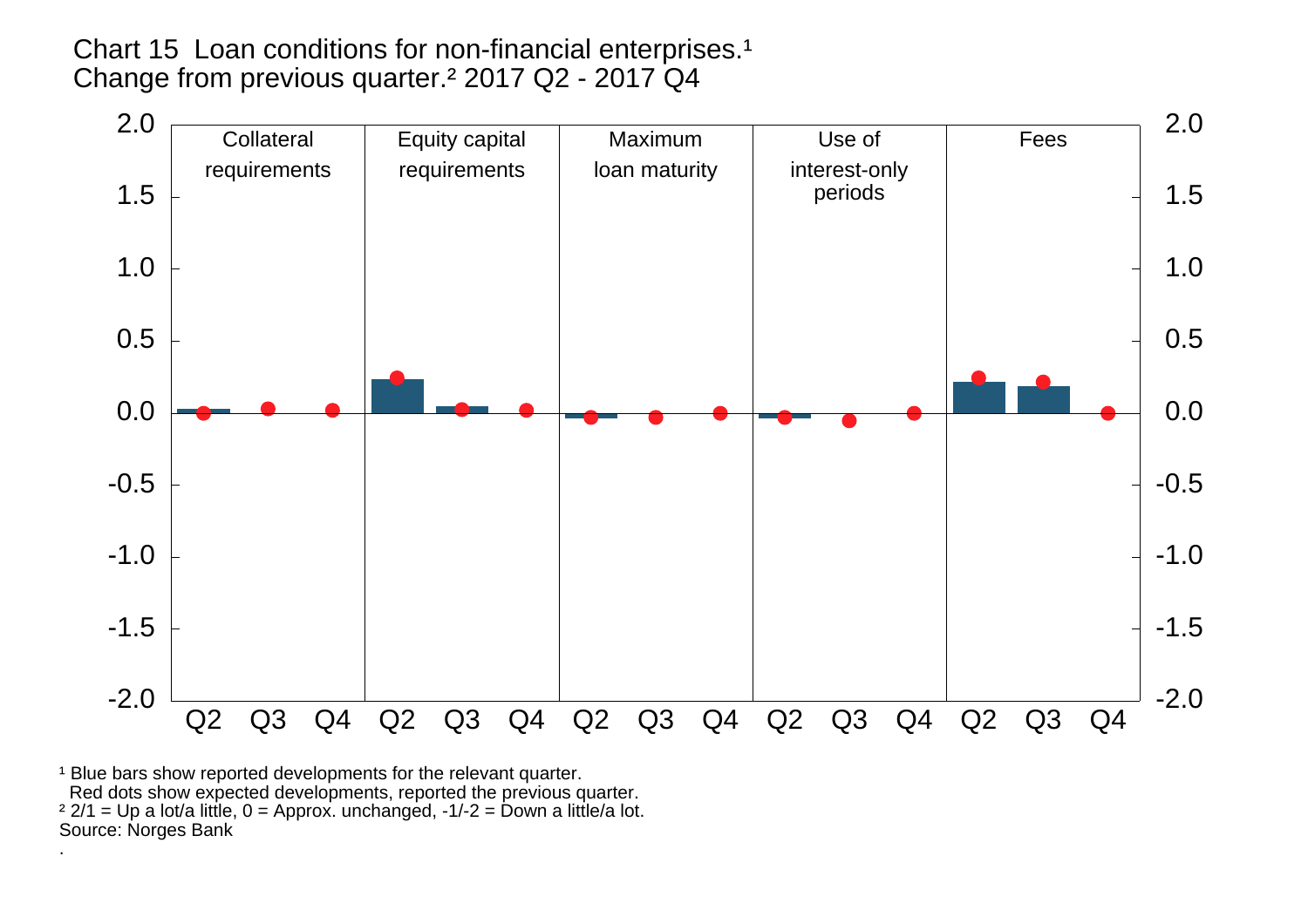Chart 15 Loan conditions for non-financial enterprises.[1]
Change from previous quarter.[2] 2017 Q2 - 2017 Q4

[1] Blue bars show reported developments for the relevant quarter.
Red dots show expected developments, reported the previous quarter.
[2] 2/1 = Up a lot/a little, 0 = Approx. unchanged, -1/-2 = Down a little/a lot.
Source: Norges Bank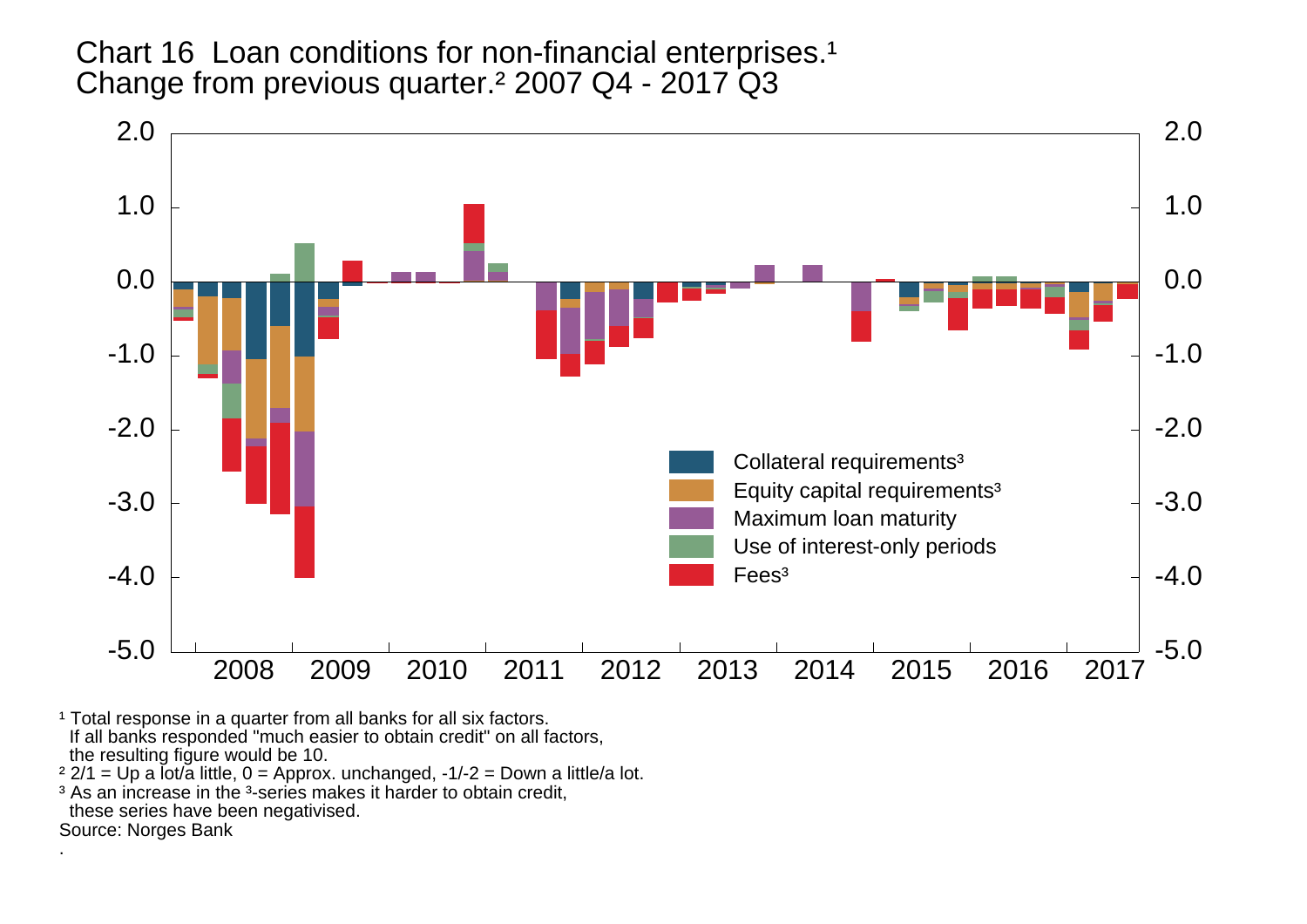Chart 16 Loan conditions for non-financial enterprises.[1] Change from previous quarter.[2] 2007 Q4 - 2017 Q3

- Collateral requirements[3]
- Equity capital requirements[3]
- Maximum loan maturity
- Use of interest-only periods
- Fees[3]

[1] Total response in a quarter from all banks for all six factors. If all banks responded "much easier to obtain credit" on all factors, the resulting figure would be 10.

[2] 2/1 = Up a lot/a little, 0 = Approx. unchanged, -1/-2 = Down a little/a lot.

[3] As an increase in the [3]-series makes it harder to obtain credit, these series have been negativised.

Source: Norges Bank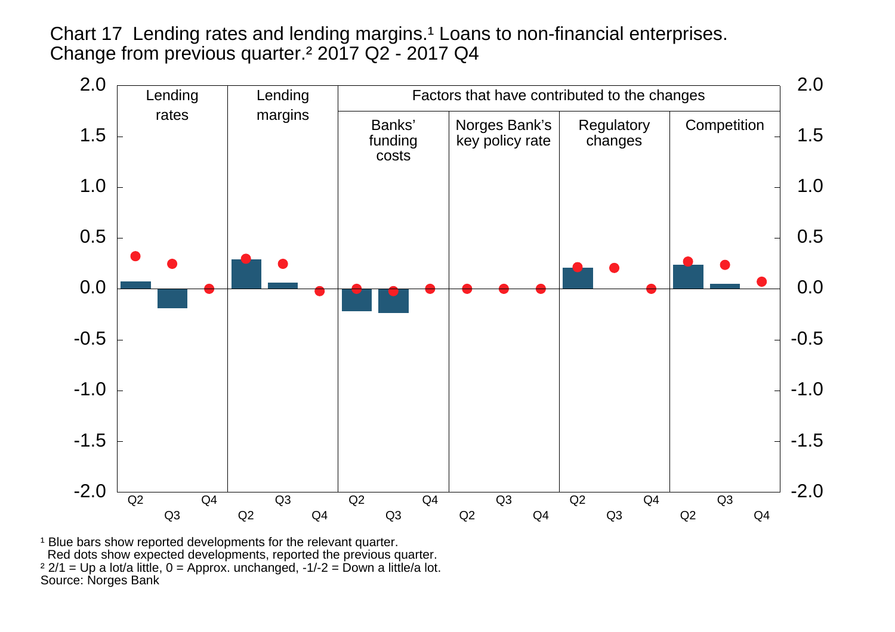Chart 17 Lending rates and lending margins.[1] Loans to non-financial enterprises. Change from previous quarter.[2] 2017 Q2 - 2017 Q4

[1] Blue bars show reported developments for the relevant quarter.
Red dots show expected developments, reported the previous quarter.
[2] 2/1 = Up a lot/a little, 0 = Approx. unchanged, -1/-2 = Down a little/a lot.
Source: Norges Bank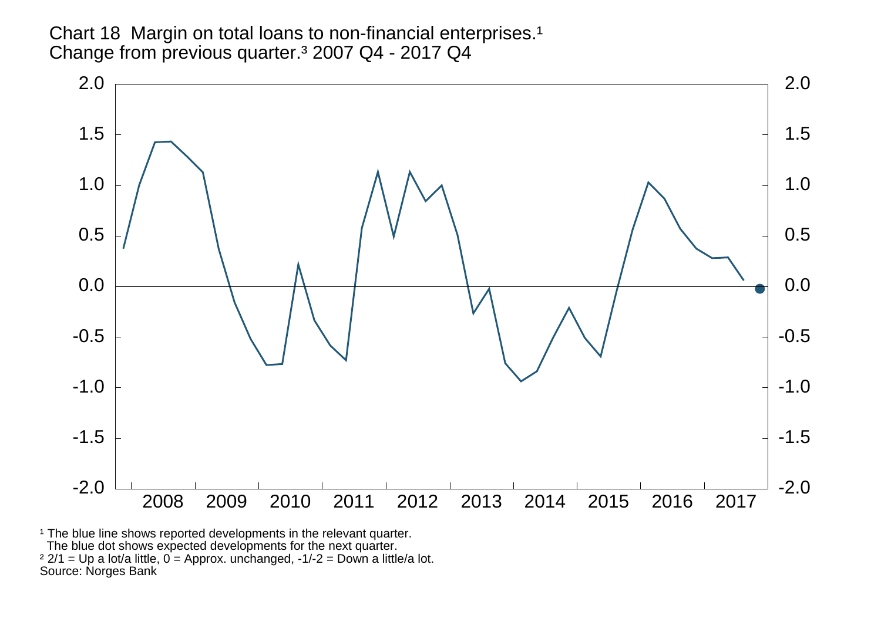Chart 18 Margin on total loans to non-financial enterprises.[1]
Change from previous quarter.[3] 2007 Q4 - 2017 Q4

2.0
1.5
1.0
0.5
0.0
-0.5
-1.0
-1.5
-2.0

2008 2009 2010 2011 2012 2013 2014 2015 2016 2017

[1] The blue line shows reported developments in the relevant quarter.
The blue dot shows expected developments for the next quarter.
[2] 2/1 = Up a lot/a little, 0 = Approx. unchanged, -1/-2 = Down a little/a lot.
Source: Norges Bank